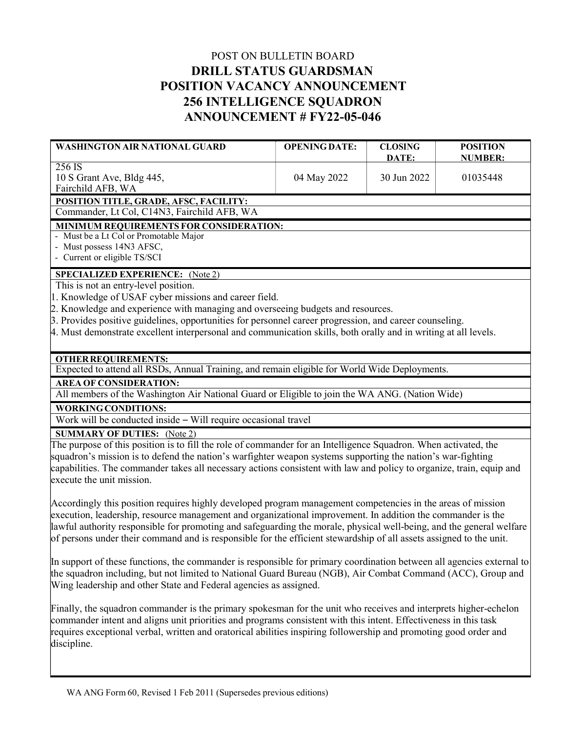POST ON BULLETIN BOARD

# DRILL STATUS GUARDSMAN
# POSITION VACANCY ANNOUNCEMENT
# 256 INTELLIGENCE SQUADRON
# ANNOUNCEMENT # FY22-05-046

| WASHINGTON AIR NATIONAL GUARD | OPENING DATE: | CLOSING DATE: | POSITION NUMBER: |
|---|---|---|---|
| 256 IS<br>10 S Grant Ave, Bldg 445,<br>Fairchild AFB, WA | 04 May 2022 | 30 Jun 2022 | 01035448 |

**POSITION TITLE, GRADE, AFSC, FACILITY:**

Commander, Lt Col, C14N3, Fairchild AFB, WA

**MINIMUM REQUIREMENTS FOR CONSIDERATION:**

- Must be a Lt Col or Promotable Major
- Must possess 14N3 AFSC,
- Current or eligible TS/SCI

**SPECIALIZED EXPERIENCE:** (Note 2)

This is not an entry-level position.

1. Knowledge of USAF cyber missions and career field.
2. Knowledge and experience with managing and overseeing budgets and resources.
3. Provides positive guidelines, opportunities for personnel career progression, and career counseling.
4. Must demonstrate excellent interpersonal and communication skills, both orally and in writing at all levels.

**OTHER REQUIREMENTS:**

Expected to attend all RSDs, Annual Training, and remain eligible for World Wide Deployments.

**AREA OF CONSIDERATION:**

All members of the Washington Air National Guard or Eligible to join the WA ANG. (Nation Wide)

**WORKING CONDITIONS:**

Work will be conducted inside – Will require occasional travel

**SUMMARY OF DUTIES:** (Note 2)

The purpose of this position is to fill the role of commander for an Intelligence Squadron. When activated, the squadron's mission is to defend the nation's warfighter weapon systems supporting the nation's war-fighting capabilities. The commander takes all necessary actions consistent with law and policy to organize, train, equip and execute the unit mission.

Accordingly this position requires highly developed program management competencies in the areas of mission execution, leadership, resource management and organizational improvement. In addition the commander is the lawful authority responsible for promoting and safeguarding the morale, physical well-being, and the general welfare of persons under their command and is responsible for the efficient stewardship of all assets assigned to the unit.

In support of these functions, the commander is responsible for primary coordination between all agencies external to the squadron including, but not limited to National Guard Bureau (NGB), Air Combat Command (ACC), Group and Wing leadership and other State and Federal agencies as assigned.

Finally, the squadron commander is the primary spokesman for the unit who receives and interprets higher-echelon commander intent and aligns unit priorities and programs consistent with this intent. Effectiveness in this task requires exceptional verbal, written and oratorical abilities inspiring followership and promoting good order and discipline.

WA ANG Form 60, Revised 1 Feb 2011 (Supersedes previous editions)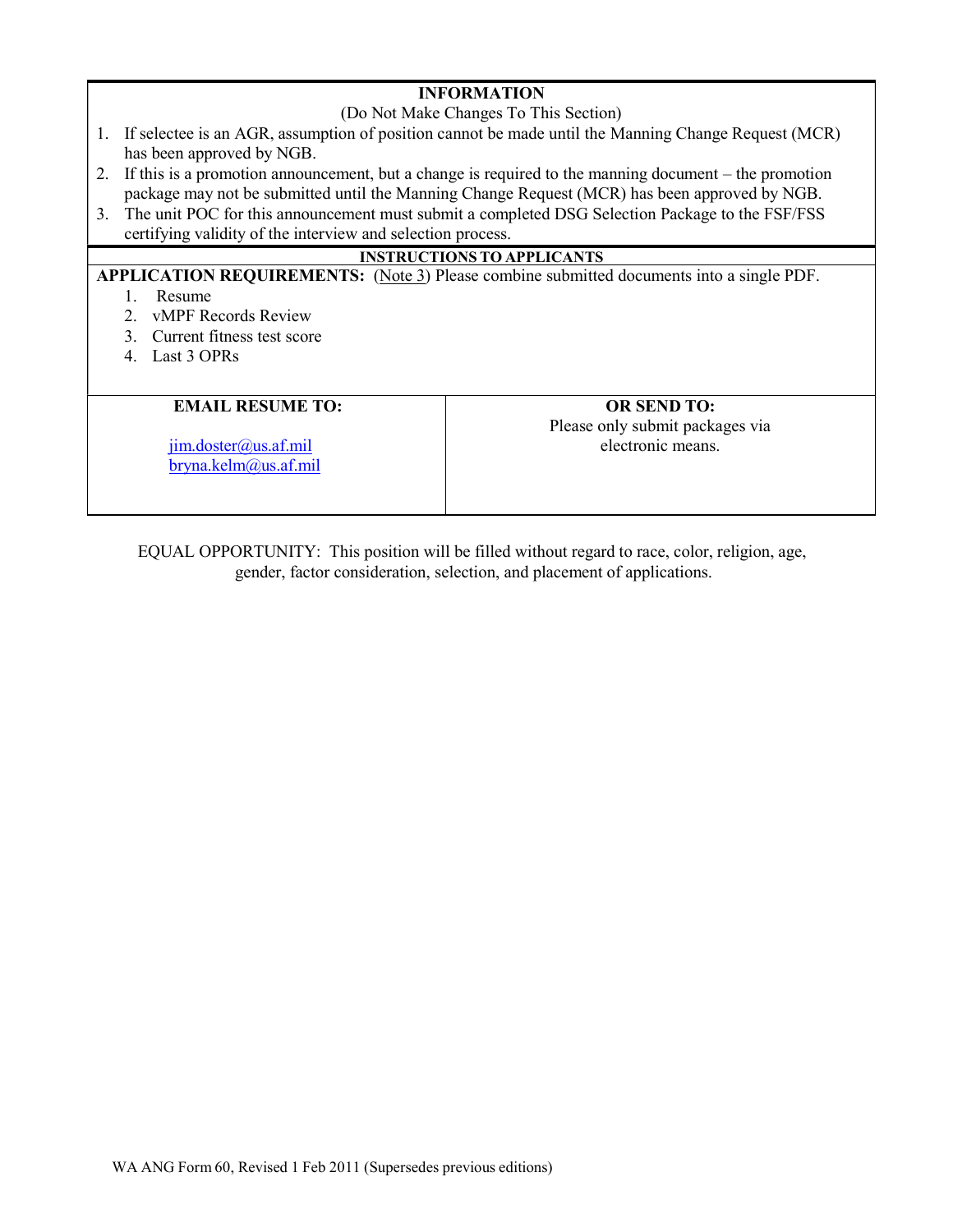## INFORMATION

(Do Not Make Changes To This Section)

1. If selectee is an AGR, assumption of position cannot be made until the Manning Change Request (MCR) has been approved by NGB.
2. If this is a promotion announcement, but a change is required to the manning document – the promotion package may not be submitted until the Manning Change Request (MCR) has been approved by NGB.
3. The unit POC for this announcement must submit a completed DSG Selection Package to the FSF/FSS certifying validity of the interview and selection process.

## INSTRUCTIONS TO APPLICANTS

**APPLICATION REQUIREMENTS:** (Note 3) Please combine submitted documents into a single PDF.

1. Resume
2. vMPF Records Review
3. Current fitness test score
4. Last 3 OPRs

| EMAIL RESUME TO: | OR SEND TO: |
|---|---|
| jim.doster@us.af.mil<br>bryna.kelm@us.af.mil | Please only submit packages via electronic means. |

EQUAL OPPORTUNITY: This position will be filled without regard to race, color, religion, age, gender, factor consideration, selection, and placement of applications.

WA ANG Form 60, Revised 1 Feb 2011 (Supersedes previous editions)